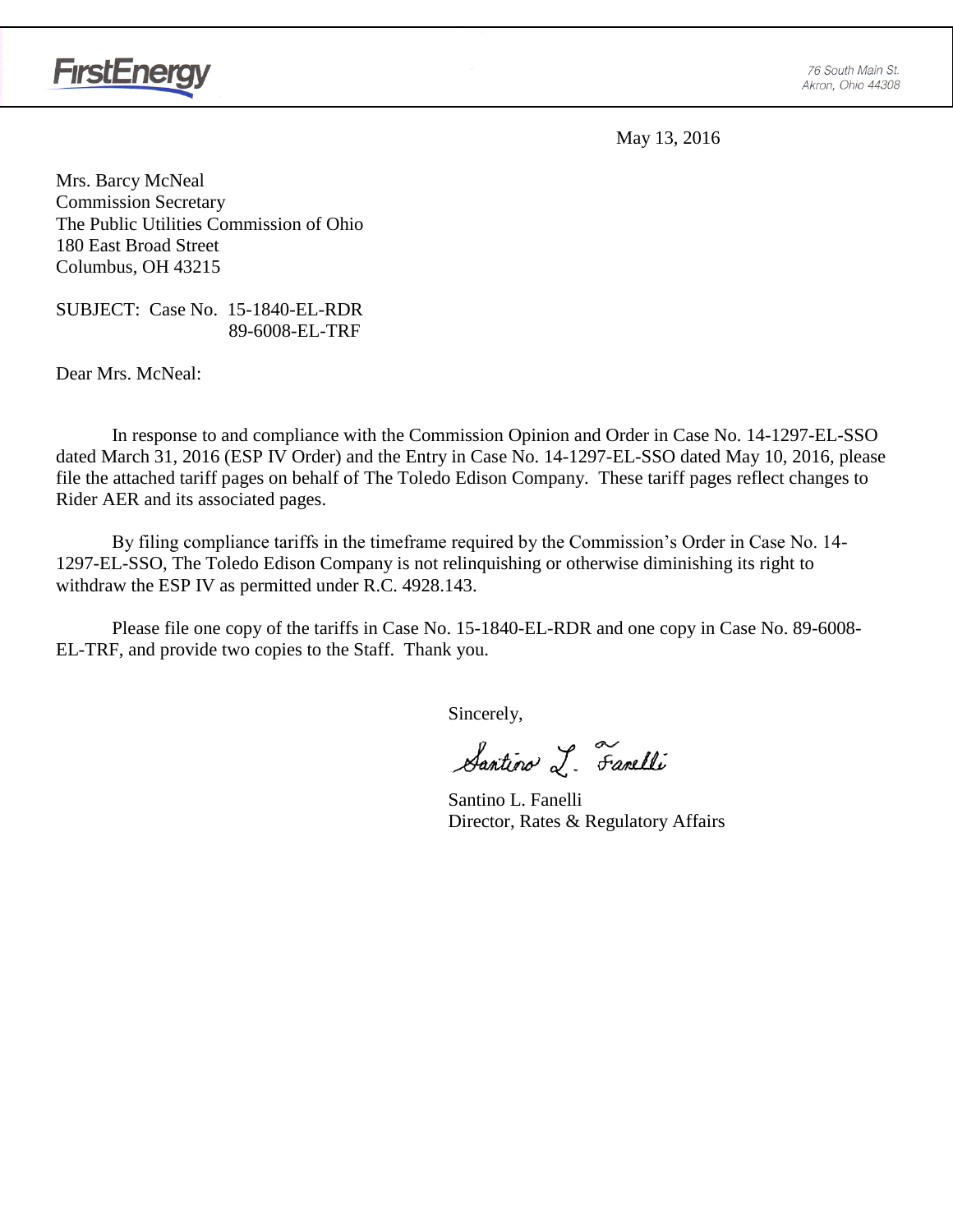FirstEnergy

76 South Main St.
Akron, Ohio 44308

May 13, 2016

Mrs. Barcy McNeal
Commission Secretary
The Public Utilities Commission of Ohio
180 East Broad Street
Columbus, OH 43215

SUBJECT: Case No. 15-1840-EL-RDR
89-6008-EL-TRF

Dear Mrs. McNeal:

In response to and compliance with the Commission Opinion and Order in Case No. 14-1297-EL-SSO dated March 31, 2016 (ESP IV Order) and the Entry in Case No. 14-1297-EL-SSO dated May 10, 2016, please file the attached tariff pages on behalf of The Toledo Edison Company. These tariff pages reflect changes to Rider AER and its associated pages.

By filing compliance tariffs in the timeframe required by the Commission's Order in Case No. 14-1297-EL-SSO, The Toledo Edison Company is not relinquishing or otherwise diminishing its right to withdraw the ESP IV as permitted under R.C. 4928.143.

Please file one copy of the tariffs in Case No. 15-1840-EL-RDR and one copy in Case No. 89-6008-EL-TRF, and provide two copies to the Staff. Thank you.

Sincerely,

Santino L. Fanelli

Santino L. Fanelli
Director, Rates & Regulatory Affairs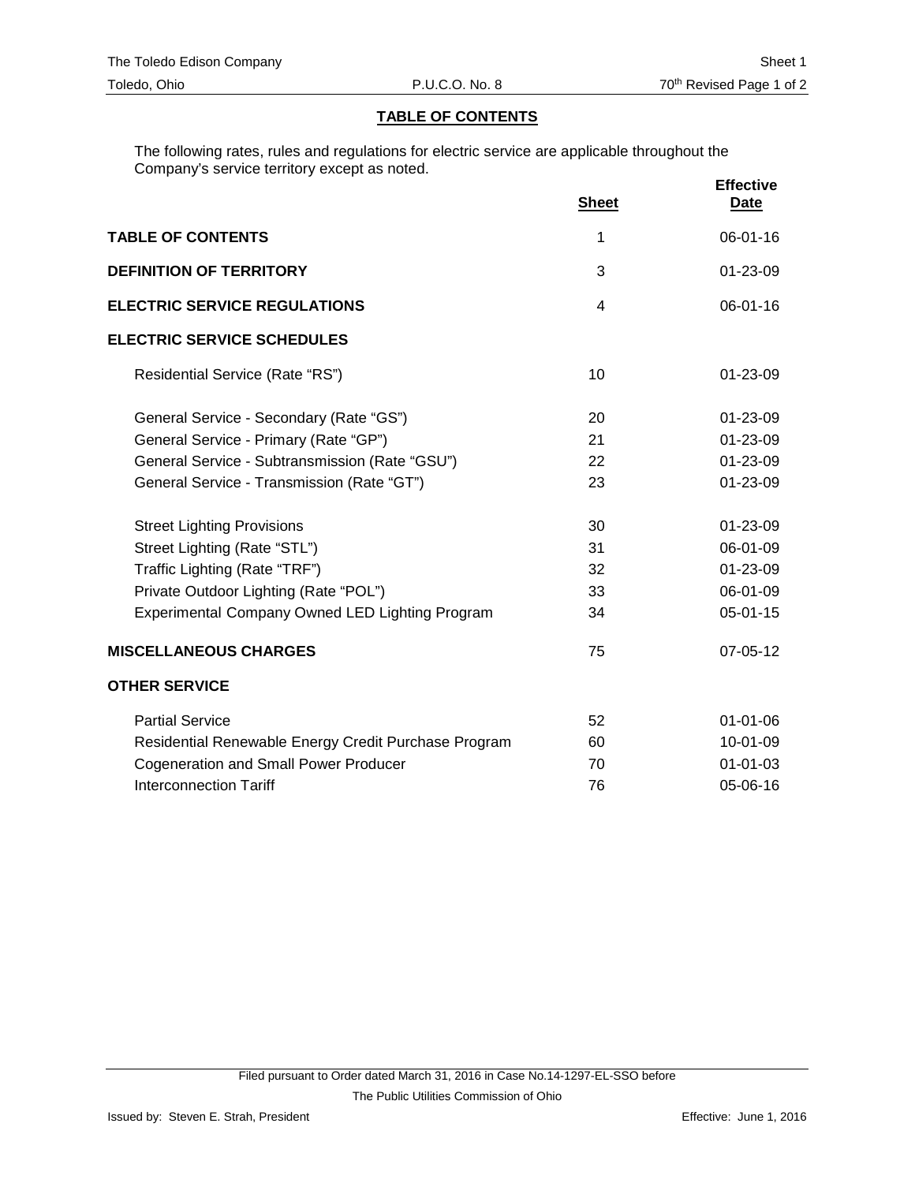## TABLE OF CONTENTS

The following rates, rules and regulations for electric service are applicable throughout the Company's service territory except as noted.

| | Sheet | Effective Date |
|---|---|---|
| **TABLE OF CONTENTS** | 1 | 06-01-16 |
| **DEFINITION OF TERRITORY** | 3 | 01-23-09 |
| **ELECTRIC SERVICE REGULATIONS** | 4 | 06-01-16 |
| **ELECTRIC SERVICE SCHEDULES** | | |
| Residential Service (Rate "RS") | 10 | 01-23-09 |
| General Service - Secondary (Rate "GS") | 20 | 01-23-09 |
| General Service - Primary (Rate "GP") | 21 | 01-23-09 |
| General Service - Subtransmission (Rate "GSU") | 22 | 01-23-09 |
| General Service - Transmission (Rate "GT") | 23 | 01-23-09 |
| Street Lighting Provisions | 30 | 01-23-09 |
| Street Lighting (Rate "STL") | 31 | 06-01-09 |
| Traffic Lighting (Rate "TRF") | 32 | 01-23-09 |
| Private Outdoor Lighting (Rate "POL") | 33 | 06-01-09 |
| Experimental Company Owned LED Lighting Program | 34 | 05-01-15 |
| **MISCELLANEOUS CHARGES** | 75 | 07-05-12 |
| **OTHER SERVICE** | | |
| Partial Service | 52 | 01-01-06 |
| Residential Renewable Energy Credit Purchase Program | 60 | 10-01-09 |
| Cogeneration and Small Power Producer | 70 | 01-01-03 |
| Interconnection Tariff | 76 | 05-06-16 |

Filed pursuant to Order dated March 31, 2016 in Case No.14-1297-EL-SSO before The Public Utilities Commission of Ohio

Issued by: Steven E. Strah, President

Effective: June 1, 2016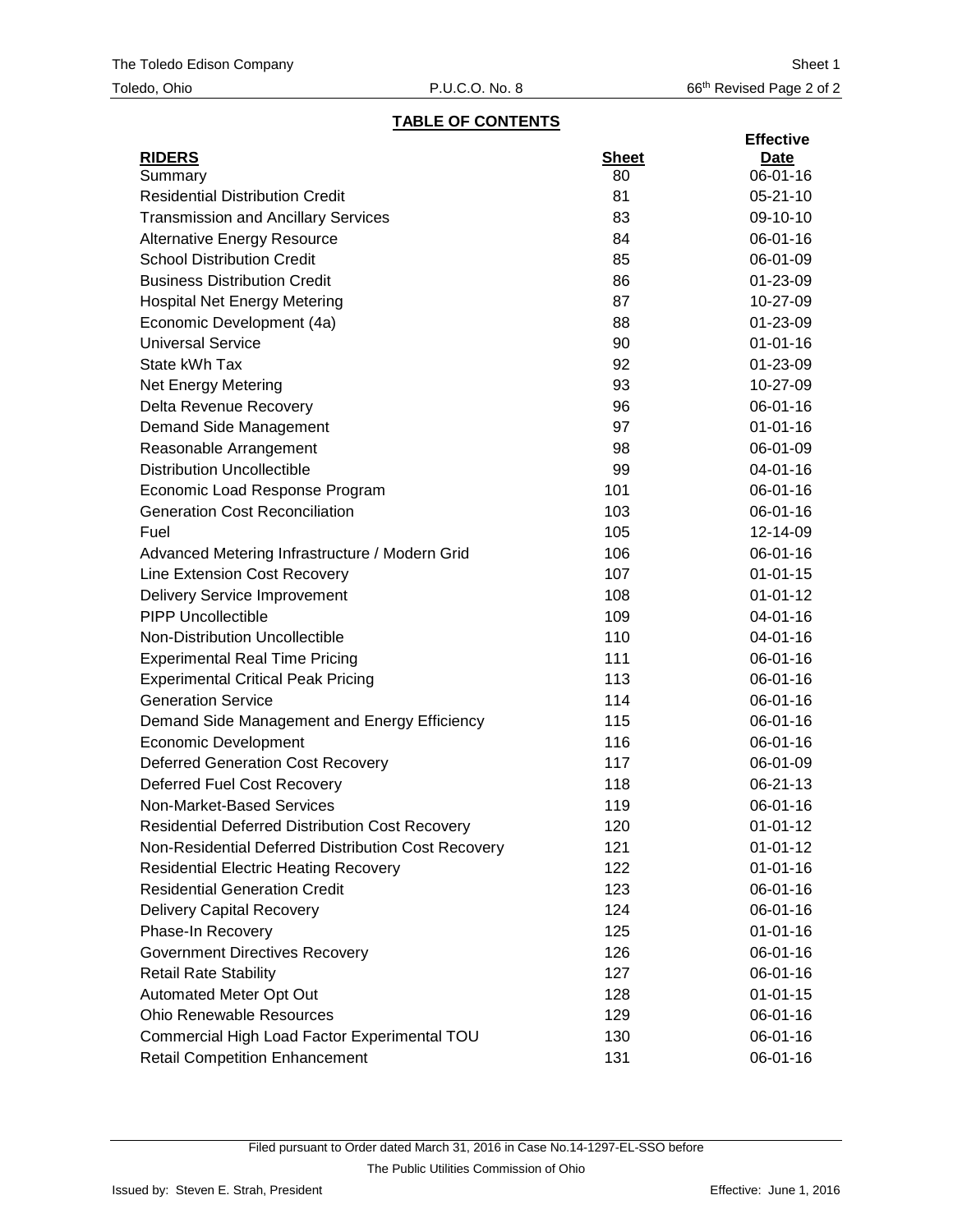## TABLE OF CONTENTS

| RIDERS | Sheet | Effective Date |
|---|---|---|
| Summary | 80 | 06-01-16 |
| Residential Distribution Credit | 81 | 05-21-10 |
| Transmission and Ancillary Services | 83 | 09-10-10 |
| Alternative Energy Resource | 84 | 06-01-16 |
| School Distribution Credit | 85 | 06-01-09 |
| Business Distribution Credit | 86 | 01-23-09 |
| Hospital Net Energy Metering | 87 | 10-27-09 |
| Economic Development (4a) | 88 | 01-23-09 |
| Universal Service | 90 | 01-01-16 |
| State kWh Tax | 92 | 01-23-09 |
| Net Energy Metering | 93 | 10-27-09 |
| Delta Revenue Recovery | 96 | 06-01-16 |
| Demand Side Management | 97 | 01-01-16 |
| Reasonable Arrangement | 98 | 06-01-09 |
| Distribution Uncollectible | 99 | 04-01-16 |
| Economic Load Response Program | 101 | 06-01-16 |
| Generation Cost Reconciliation | 103 | 06-01-16 |
| Fuel | 105 | 12-14-09 |
| Advanced Metering Infrastructure / Modern Grid | 106 | 06-01-16 |
| Line Extension Cost Recovery | 107 | 01-01-15 |
| Delivery Service Improvement | 108 | 01-01-12 |
| PIPP Uncollectible | 109 | 04-01-16 |
| Non-Distribution Uncollectible | 110 | 04-01-16 |
| Experimental Real Time Pricing | 111 | 06-01-16 |
| Experimental Critical Peak Pricing | 113 | 06-01-16 |
| Generation Service | 114 | 06-01-16 |
| Demand Side Management and Energy Efficiency | 115 | 06-01-16 |
| Economic Development | 116 | 06-01-16 |
| Deferred Generation Cost Recovery | 117 | 06-01-09 |
| Deferred Fuel Cost Recovery | 118 | 06-21-13 |
| Non-Market-Based Services | 119 | 06-01-16 |
| Residential Deferred Distribution Cost Recovery | 120 | 01-01-12 |
| Non-Residential Deferred Distribution Cost Recovery | 121 | 01-01-12 |
| Residential Electric Heating Recovery | 122 | 01-01-16 |
| Residential Generation Credit | 123 | 06-01-16 |
| Delivery Capital Recovery | 124 | 06-01-16 |
| Phase-In Recovery | 125 | 01-01-16 |
| Government Directives Recovery | 126 | 06-01-16 |
| Retail Rate Stability | 127 | 06-01-16 |
| Automated Meter Opt Out | 128 | 01-01-15 |
| Ohio Renewable Resources | 129 | 06-01-16 |
| Commercial High Load Factor Experimental TOU | 130 | 06-01-16 |
| Retail Competition Enhancement | 131 | 06-01-16 |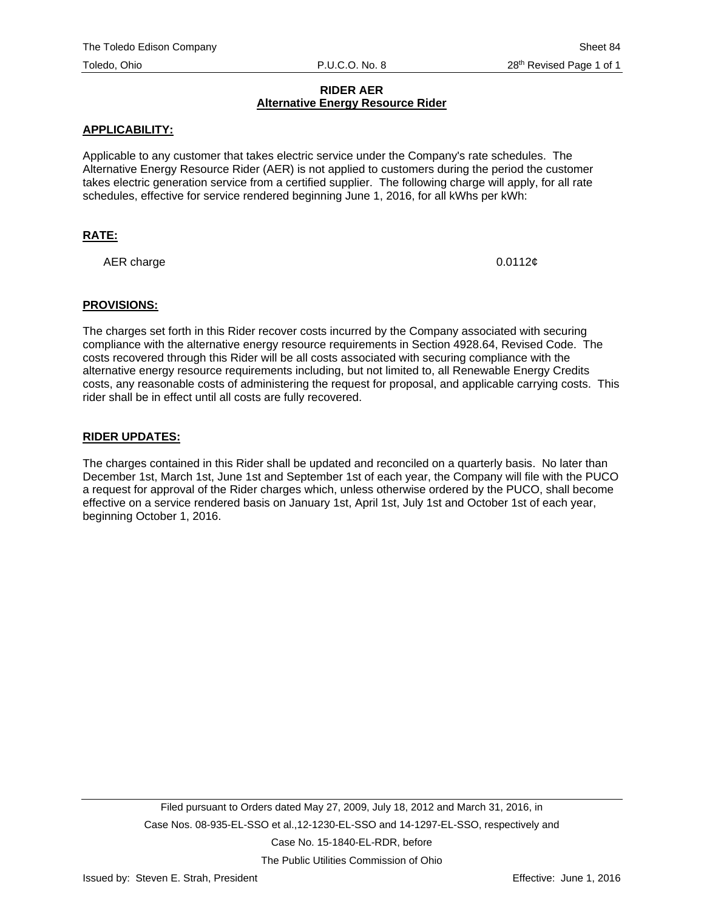# RIDER AER

## Alternative Energy Resource Rider

### APPLICABILITY:

Applicable to any customer that takes electric service under the Company's rate schedules. The Alternative Energy Resource Rider (AER) is not applied to customers during the period the customer takes electric generation service from a certified supplier. The following charge will apply, for all rate schedules, effective for service rendered beginning June 1, 2016, for all kWhs per kWh:

### RATE:

| | |
|---|---|
| AER charge | 0.0112¢ |

### PROVISIONS:

The charges set forth in this Rider recover costs incurred by the Company associated with securing compliance with the alternative energy resource requirements in Section 4928.64, Revised Code. The costs recovered through this Rider will be all costs associated with securing compliance with the alternative energy resource requirements including, but not limited to, all Renewable Energy Credits costs, any reasonable costs of administering the request for proposal, and applicable carrying costs. This rider shall be in effect until all costs are fully recovered.

### RIDER UPDATES:

The charges contained in this Rider shall be updated and reconciled on a quarterly basis. No later than December 1st, March 1st, June 1st and September 1st of each year, the Company will file with the PUCO a request for approval of the Rider charges which, unless otherwise ordered by the PUCO, shall become effective on a service rendered basis on January 1st, April 1st, July 1st and October 1st of each year, beginning October 1, 2016.

Filed pursuant to Orders dated May 27, 2009, July 18, 2012 and March 31, 2016, in Case Nos. 08-935-EL-SSO et al.,12-1230-EL-SSO and 14-1297-EL-SSO, respectively and Case No. 15-1840-EL-RDR, before The Public Utilities Commission of Ohio

Issued by: Steven E. Strah, President

Effective: June 1, 2016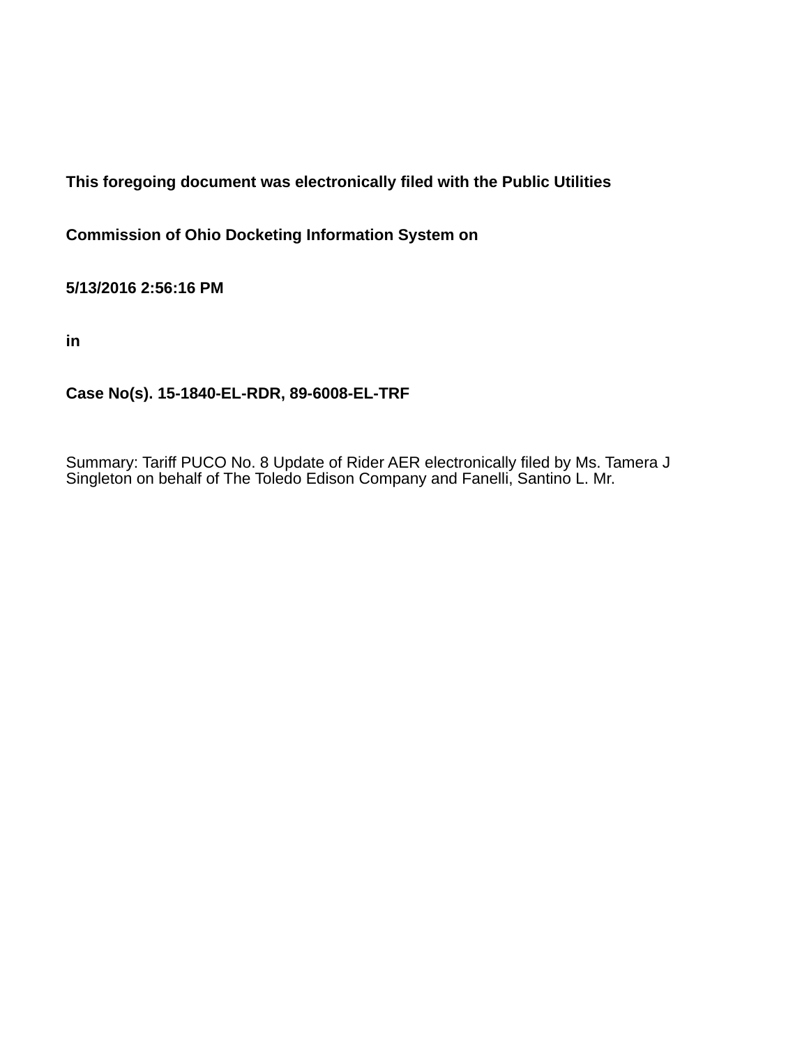**This foregoing document was electronically filed with the Public Utilities**

**Commission of Ohio Docketing Information System on**

**5/13/2016 2:56:16 PM**

**in**

**Case No(s). 15-1840-EL-RDR, 89-6008-EL-TRF**

Summary: Tariff PUCO No. 8 Update of Rider AER electronically filed by Ms. Tamera J Singleton on behalf of The Toledo Edison Company and Fanelli, Santino L. Mr.